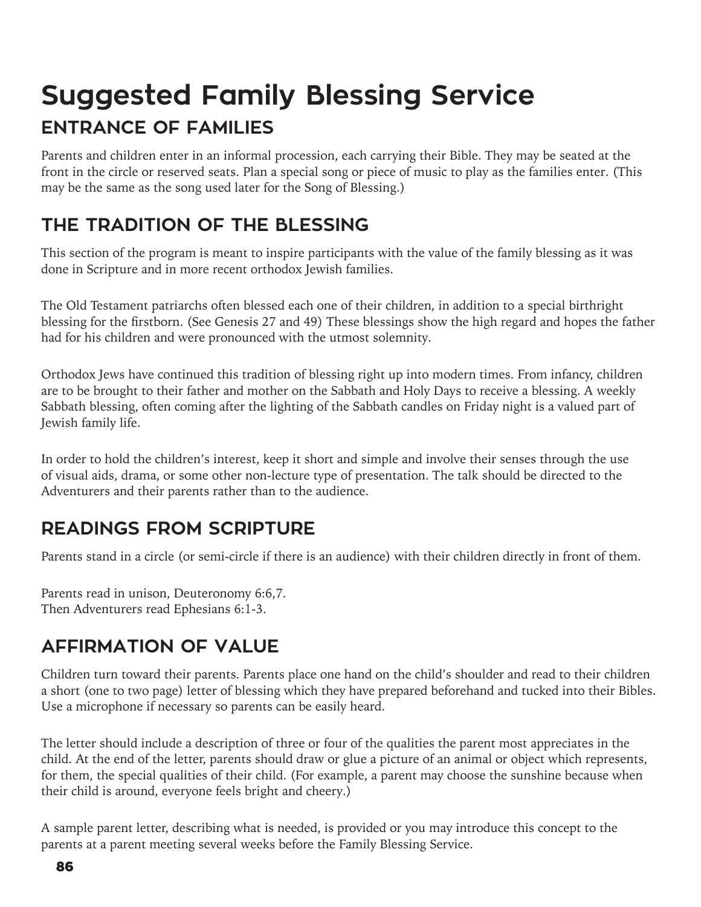# Suggested Family Blessing Service

## ENTRANCE OF FAMILIES

Parents and children enter in an informal procession, each carrying their Bible. They may be seated at the front in the circle or reserved seats. Plan a special song or piece of music to play as the families enter. (This may be the same as the song used later for the Song of Blessing.)

## THE TRADITION OF THE BLESSING

This section of the program is meant to inspire participants with the value of the family blessing as it was done in Scripture and in more recent orthodox Jewish families.

The Old Testament patriarchs often blessed each one of their children, in addition to a special birthright blessing for the firstborn. (See Genesis 27 and 49) These blessings show the high regard and hopes the father had for his children and were pronounced with the utmost solemnity.

Orthodox Jews have continued this tradition of blessing right up into modern times. From infancy, children are to be brought to their father and mother on the Sabbath and Holy Days to receive a blessing. A weekly Sabbath blessing, often coming after the lighting of the Sabbath candles on Friday night is a valued part of Jewish family life.

In order to hold the children's interest, keep it short and simple and involve their senses through the use of visual aids, drama, or some other non-lecture type of presentation. The talk should be directed to the Adventurers and their parents rather than to the audience.

## READINGS FROM SCRIPTURE

Parents stand in a circle (or semi-circle if there is an audience) with their children directly in front of them.

Parents read in unison, Deuteronomy 6:6,7.
Then Adventurers read Ephesians 6:1-3.

## AFFIRMATION OF VALUE

Children turn toward their parents. Parents place one hand on the child's shoulder and read to their children a short (one to two page) letter of blessing which they have prepared beforehand and tucked into their Bibles. Use a microphone if necessary so parents can be easily heard.

The letter should include a description of three or four of the qualities the parent most appreciates in the child. At the end of the letter, parents should draw or glue a picture of an animal or object which represents, for them, the special qualities of their child. (For example, a parent may choose the sunshine because when their child is around, everyone feels bright and cheery.)

A sample parent letter, describing what is needed, is provided or you may introduce this concept to the parents at a parent meeting several weeks before the Family Blessing Service.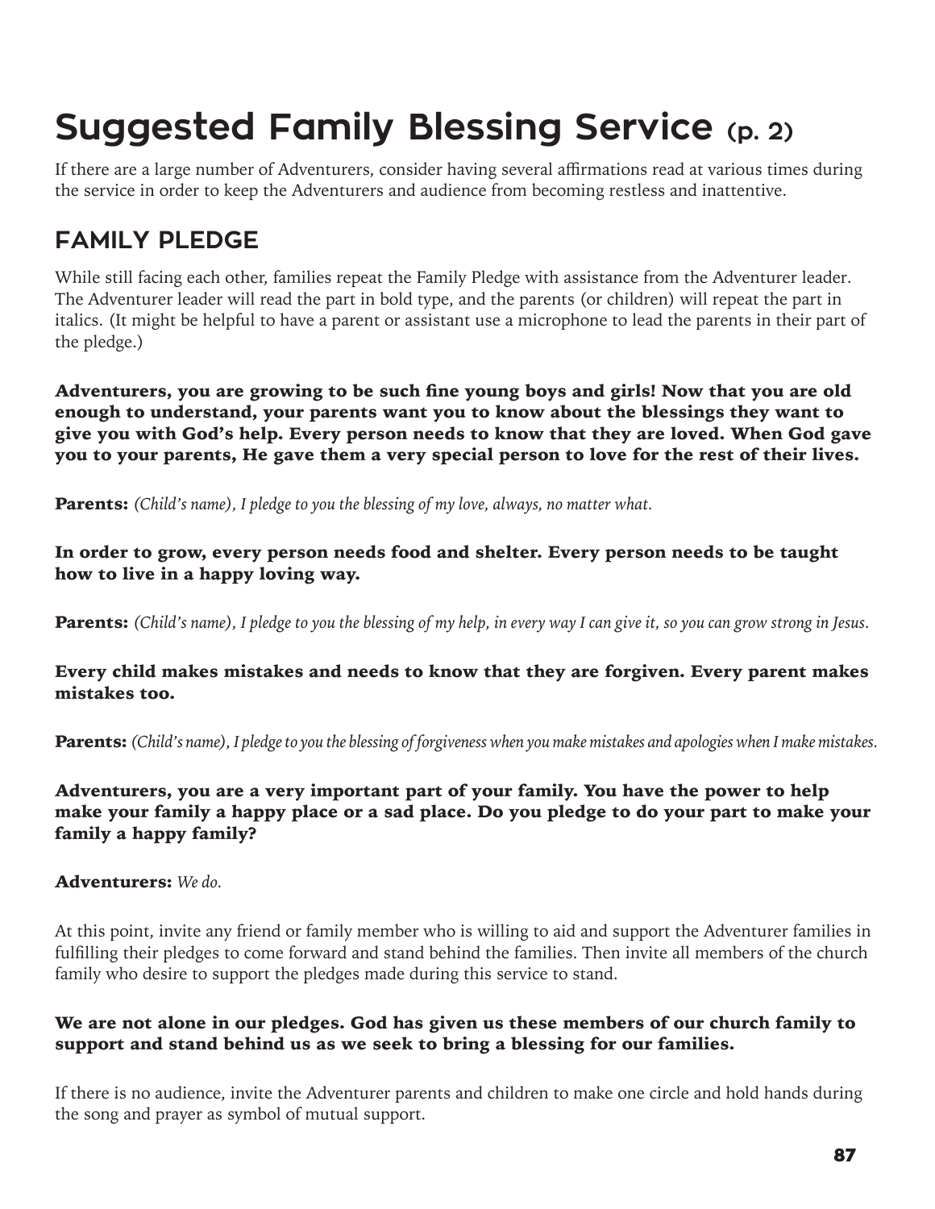# Suggested Family Blessing Service (p. 2)

If there are a large number of Adventurers, consider having several affirmations read at various times during the service in order to keep the Adventurers and audience from becoming restless and inattentive.

## FAMILY PLEDGE

While still facing each other, families repeat the Family Pledge with assistance from the Adventurer leader. The Adventurer leader will read the part in bold type, and the parents (or children) will repeat the part in italics. (It might be helpful to have a parent or assistant use a microphone to lead the parents in their part of the pledge.)

**Adventurers, you are growing to be such fine young boys and girls! Now that you are old enough to understand, your parents want you to know about the blessings they want to give you with God's help. Every person needs to know that they are loved. When God gave you to your parents, He gave them a very special person to love for the rest of their lives.**

**Parents:** *(Child's name), I pledge to you the blessing of my love, always, no matter what.*

**In order to grow, every person needs food and shelter. Every person needs to be taught how to live in a happy loving way.**

**Parents:** *(Child's name), I pledge to you the blessing of my help, in every way I can give it, so you can grow strong in Jesus.*

**Every child makes mistakes and needs to know that they are forgiven. Every parent makes mistakes too.**

**Parents:** *(Child's name), I pledge to you the blessing of forgiveness when you make mistakes and apologies when I make mistakes.*

**Adventurers, you are a very important part of your family. You have the power to help make your family a happy place or a sad place. Do you pledge to do your part to make your family a happy family?**

**Adventurers:** *We do.*

At this point, invite any friend or family member who is willing to aid and support the Adventurer families in fulfilling their pledges to come forward and stand behind the families. Then invite all members of the church family who desire to support the pledges made during this service to stand.

**We are not alone in our pledges. God has given us these members of our church family to support and stand behind us as we seek to bring a blessing for our families.**

If there is no audience, invite the Adventurer parents and children to make one circle and hold hands during the song and prayer as symbol of mutual support.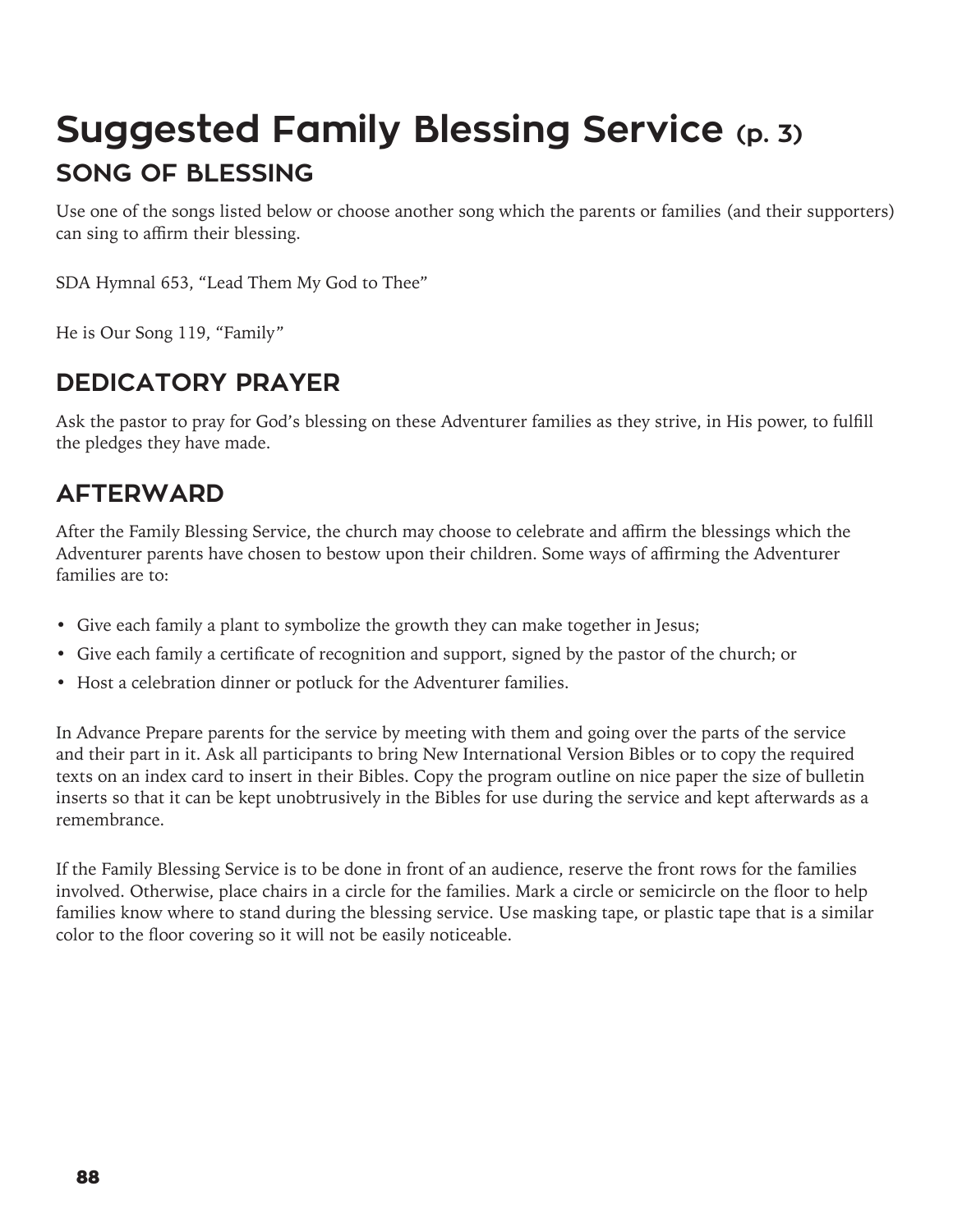# Suggested Family Blessing Service (p. 3)

## SONG OF BLESSING

Use one of the songs listed below or choose another song which the parents or families (and their supporters) can sing to affirm their blessing.

SDA Hymnal 653, “Lead Them My God to Thee”

He is Our Song 119, “Family”

## DEDICATORY PRAYER

Ask the pastor to pray for God’s blessing on these Adventurer families as they strive, in His power, to fulfill the pledges they have made.

## AFTERWARD

After the Family Blessing Service, the church may choose to celebrate and affirm the blessings which the Adventurer parents have chosen to bestow upon their children. Some ways of affirming the Adventurer families are to:

- Give each family a plant to symbolize the growth they can make together in Jesus;
- Give each family a certificate of recognition and support, signed by the pastor of the church; or
- Host a celebration dinner or potluck for the Adventurer families.

In Advance Prepare parents for the service by meeting with them and going over the parts of the service and their part in it. Ask all participants to bring New International Version Bibles or to copy the required texts on an index card to insert in their Bibles. Copy the program outline on nice paper the size of bulletin inserts so that it can be kept unobtrusively in the Bibles for use during the service and kept afterwards as a remembrance.

If the Family Blessing Service is to be done in front of an audience, reserve the front rows for the families involved. Otherwise, place chairs in a circle for the families. Mark a circle or semicircle on the floor to help families know where to stand during the blessing service. Use masking tape, or plastic tape that is a similar color to the floor covering so it will not be easily noticeable.